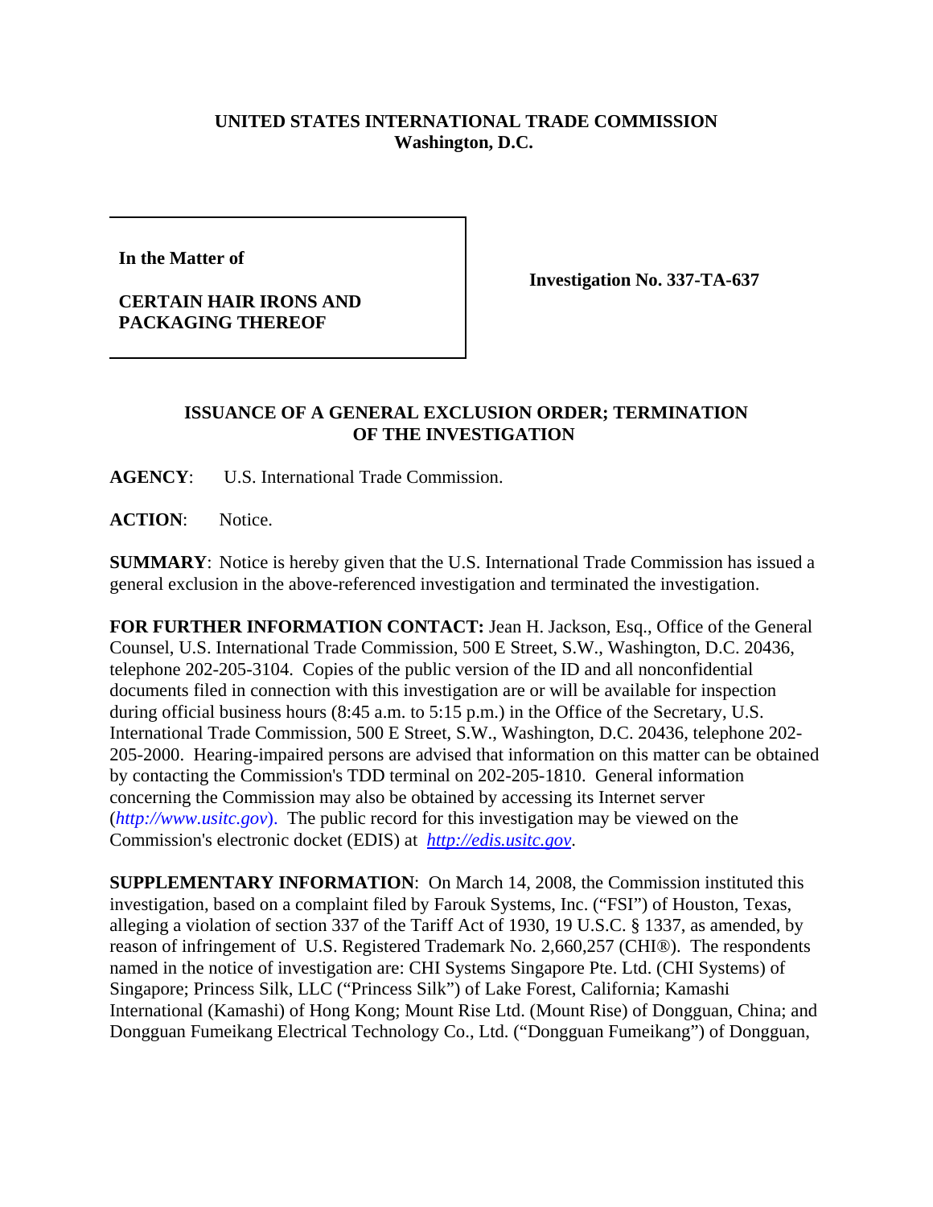**UNITED STATES INTERNATIONAL TRADE COMMISSION**
**Washington, D.C.**

| | |
|---|---|
| **In the Matter of**<br><br>**CERTAIN HAIR IRONS AND PACKAGING THEREOF** | **Investigation No. 337-TA-637** |

**ISSUANCE OF A GENERAL EXCLUSION ORDER; TERMINATION OF THE INVESTIGATION**

**AGENCY**: U.S. International Trade Commission.

**ACTION**: Notice.

**SUMMARY**: Notice is hereby given that the U.S. International Trade Commission has issued a general exclusion in the above-referenced investigation and terminated the investigation.

**FOR FURTHER INFORMATION CONTACT:** Jean H. Jackson, Esq., Office of the General Counsel, U.S. International Trade Commission, 500 E Street, S.W., Washington, D.C. 20436, telephone 202-205-3104. Copies of the public version of the ID and all nonconfidential documents filed in connection with this investigation are or will be available for inspection during official business hours (8:45 a.m. to 5:15 p.m.) in the Office of the Secretary, U.S. International Trade Commission, 500 E Street, S.W., Washington, D.C. 20436, telephone 202-205-2000. Hearing-impaired persons are advised that information on this matter can be obtained by contacting the Commission's TDD terminal on 202-205-1810. General information concerning the Commission may also be obtained by accessing its Internet server (*http://www.usitc.gov*). The public record for this investigation may be viewed on the Commission's electronic docket (EDIS) at *http://edis.usitc.gov*.

**SUPPLEMENTARY INFORMATION**: On March 14, 2008, the Commission instituted this investigation, based on a complaint filed by Farouk Systems, Inc. ("FSI") of Houston, Texas, alleging a violation of section 337 of the Tariff Act of 1930, 19 U.S.C. § 1337, as amended, by reason of infringement of U.S. Registered Trademark No. 2,660,257 (CHI®). The respondents named in the notice of investigation are: CHI Systems Singapore Pte. Ltd. (CHI Systems) of Singapore; Princess Silk, LLC ("Princess Silk") of Lake Forest, California; Kamashi International (Kamashi) of Hong Kong; Mount Rise Ltd. (Mount Rise) of Dongguan, China; and Dongguan Fumeikang Electrical Technology Co., Ltd. ("Dongguan Fumeikang") of Dongguan,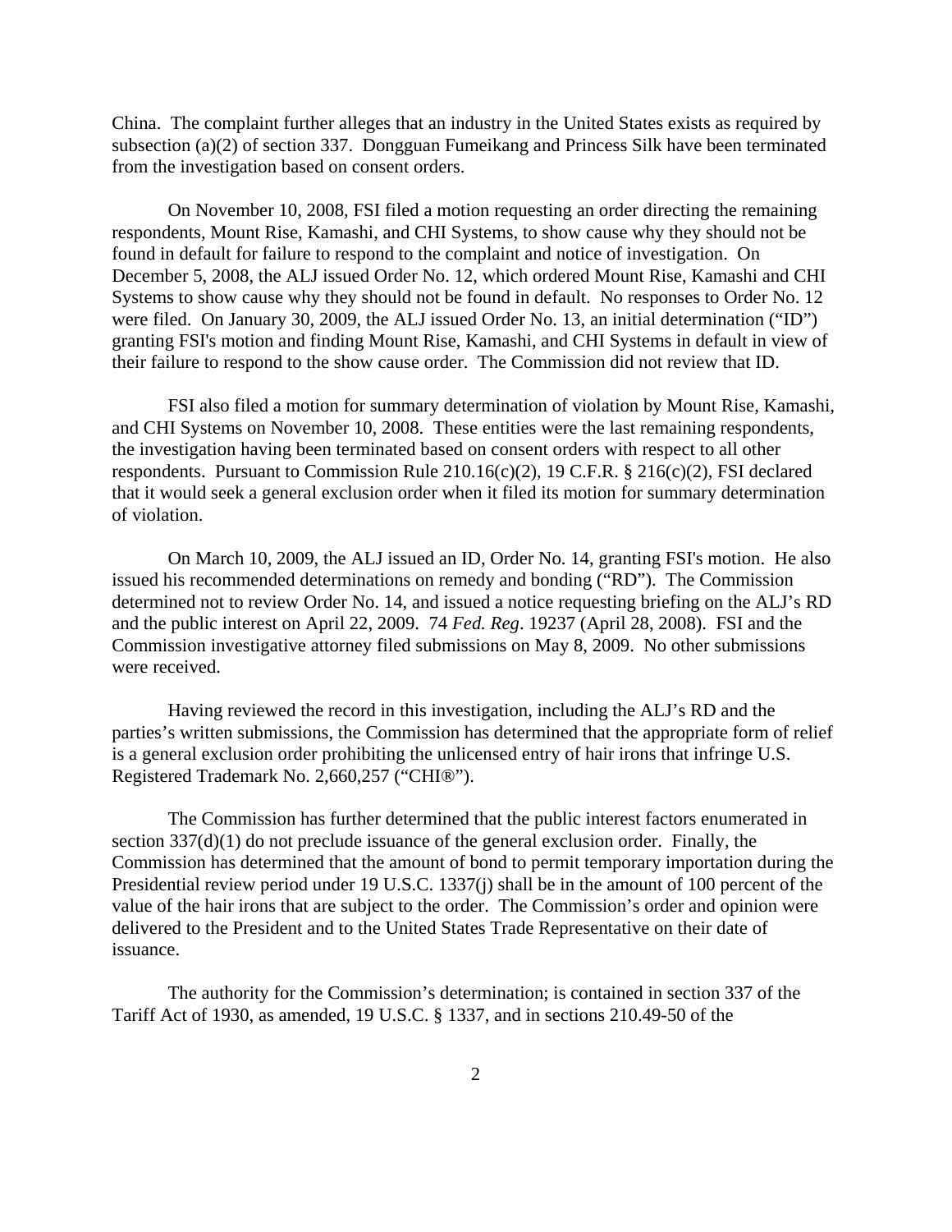China. The complaint further alleges that an industry in the United States exists as required by subsection (a)(2) of section 337. Dongguan Fumeikang and Princess Silk have been terminated from the investigation based on consent orders.

On November 10, 2008, FSI filed a motion requesting an order directing the remaining respondents, Mount Rise, Kamashi, and CHI Systems, to show cause why they should not be found in default for failure to respond to the complaint and notice of investigation. On December 5, 2008, the ALJ issued Order No. 12, which ordered Mount Rise, Kamashi and CHI Systems to show cause why they should not be found in default. No responses to Order No. 12 were filed. On January 30, 2009, the ALJ issued Order No. 13, an initial determination ("ID") granting FSI's motion and finding Mount Rise, Kamashi, and CHI Systems in default in view of their failure to respond to the show cause order. The Commission did not review that ID.

FSI also filed a motion for summary determination of violation by Mount Rise, Kamashi, and CHI Systems on November 10, 2008. These entities were the last remaining respondents, the investigation having been terminated based on consent orders with respect to all other respondents. Pursuant to Commission Rule 210.16(c)(2), 19 C.F.R. § 216(c)(2), FSI declared that it would seek a general exclusion order when it filed its motion for summary determination of violation.

On March 10, 2009, the ALJ issued an ID, Order No. 14, granting FSI's motion. He also issued his recommended determinations on remedy and bonding ("RD"). The Commission determined not to review Order No. 14, and issued a notice requesting briefing on the ALJ's RD and the public interest on April 22, 2009. 74 *Fed. Reg*. 19237 (April 28, 2008). FSI and the Commission investigative attorney filed submissions on May 8, 2009. No other submissions were received.

Having reviewed the record in this investigation, including the ALJ's RD and the parties's written submissions, the Commission has determined that the appropriate form of relief is a general exclusion order prohibiting the unlicensed entry of hair irons that infringe U.S. Registered Trademark No. 2,660,257 ("CHI®").

The Commission has further determined that the public interest factors enumerated in section 337(d)(1) do not preclude issuance of the general exclusion order. Finally, the Commission has determined that the amount of bond to permit temporary importation during the Presidential review period under 19 U.S.C. 1337(j) shall be in the amount of 100 percent of the value of the hair irons that are subject to the order. The Commission's order and opinion were delivered to the President and to the United States Trade Representative on their date of issuance.

The authority for the Commission's determination; is contained in section 337 of the Tariff Act of 1930, as amended, 19 U.S.C. § 1337, and in sections 210.49-50 of the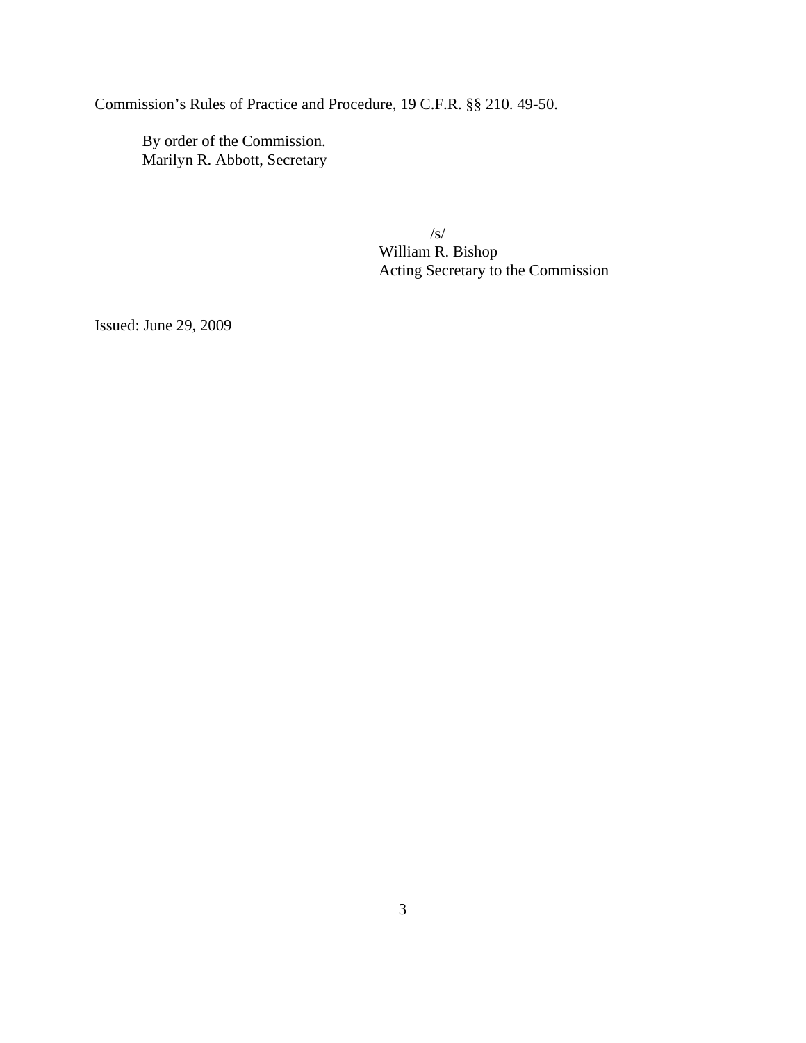Commission's Rules of Practice and Procedure, 19 C.F.R. §§ 210. 49-50.

By order of the Commission.
Marilyn R. Abbott, Secretary

/s/
William R. Bishop
Acting Secretary to the Commission

Issued: June 29, 2009